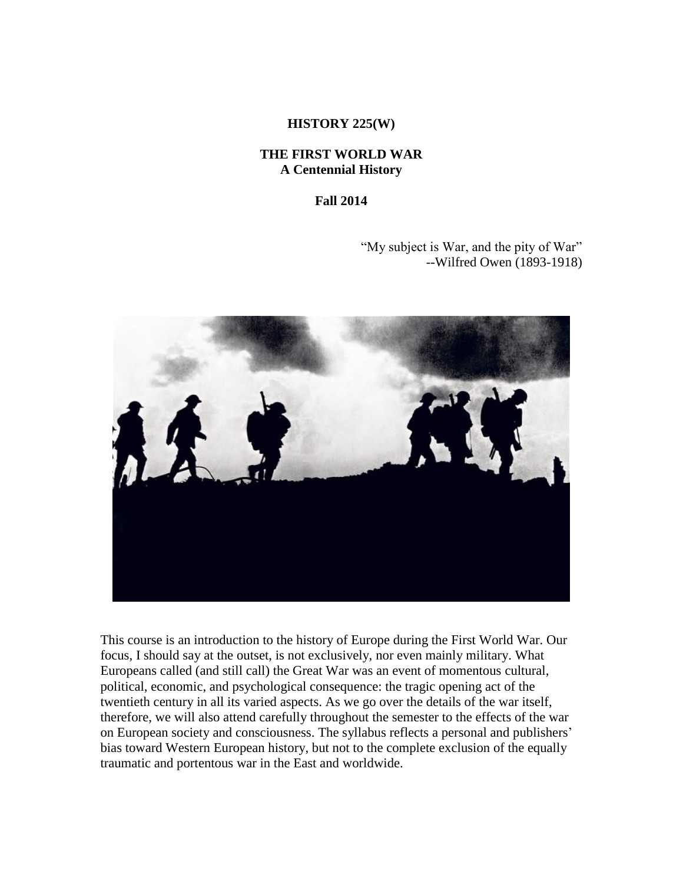# HISTORY 225(W)

## THE FIRST WORLD WAR
### A Centennial History

**Fall 2014**

> "My subject is War, and the pity of War"
> --Wilfred Owen (1893-1918)

This course is an introduction to the history of Europe during the First World War. Our focus, I should say at the outset, is not exclusively, nor even mainly military. What Europeans called (and still call) the Great War was an event of momentous cultural, political, economic, and psychological consequence: the tragic opening act of the twentieth century in all its varied aspects. As we go over the details of the war itself, therefore, we will also attend carefully throughout the semester to the effects of the war on European society and consciousness. The syllabus reflects a personal and publishers' bias toward Western European history, but not to the complete exclusion of the equally traumatic and portentous war in the East and worldwide.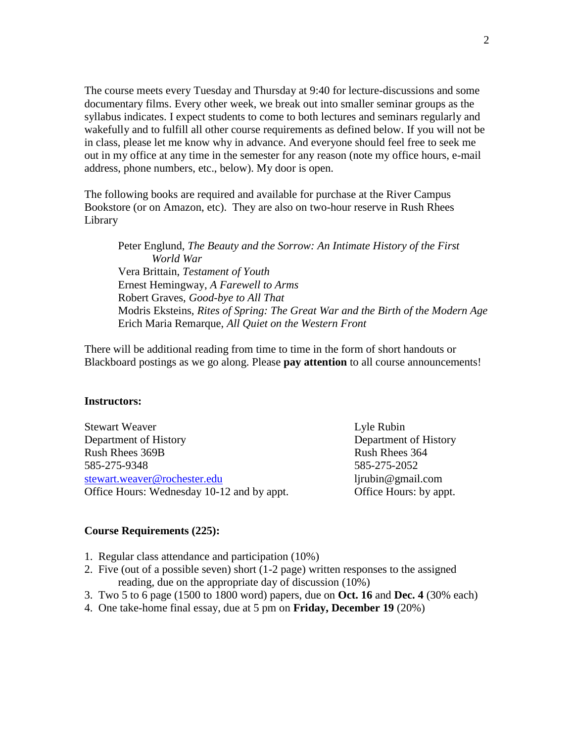The course meets every Tuesday and Thursday at 9:40 for lecture-discussions and some documentary films. Every other week, we break out into smaller seminar groups as the syllabus indicates. I expect students to come to both lectures and seminars regularly and wakefully and to fulfill all other course requirements as defined below. If you will not be in class, please let me know why in advance. And everyone should feel free to seek me out in my office at any time in the semester for any reason (note my office hours, e-mail address, phone numbers, etc., below). My door is open.

The following books are required and available for purchase at the River Campus Bookstore (or on Amazon, etc). They are also on two-hour reserve in Rush Rhees Library

> Peter Englund, *The Beauty and the Sorrow: An Intimate History of the First World War*
> Vera Brittain, *Testament of Youth*
> Ernest Hemingway, *A Farewell to Arms*
> Robert Graves, *Good-bye to All That*
> Modris Eksteins, *Rites of Spring: The Great War and the Birth of the Modern Age*
> Erich Maria Remarque, *All Quiet on the Western Front*

There will be additional reading from time to time in the form of short handouts or Blackboard postings as we go along. Please **pay attention** to all course announcements!

**Instructors:**

Stewart Weaver
Department of History
Rush Rhees 369B
585-275-9348
stewart.weaver@rochester.edu
Office Hours: Wednesday 10-12 and by appt.

Lyle Rubin
Department of History
Rush Rhees 364
585-275-2052
ljrubin@gmail.com
Office Hours: by appt.

**Course Requirements (225):**

1. Regular class attendance and participation (10%)
2. Five (out of a possible seven) short (1-2 page) written responses to the assigned reading, due on the appropriate day of discussion (10%)
3. Two 5 to 6 page (1500 to 1800 word) papers, due on **Oct. 16** and **Dec. 4** (30% each)
4. One take-home final essay, due at 5 pm on **Friday, December 19** (20%)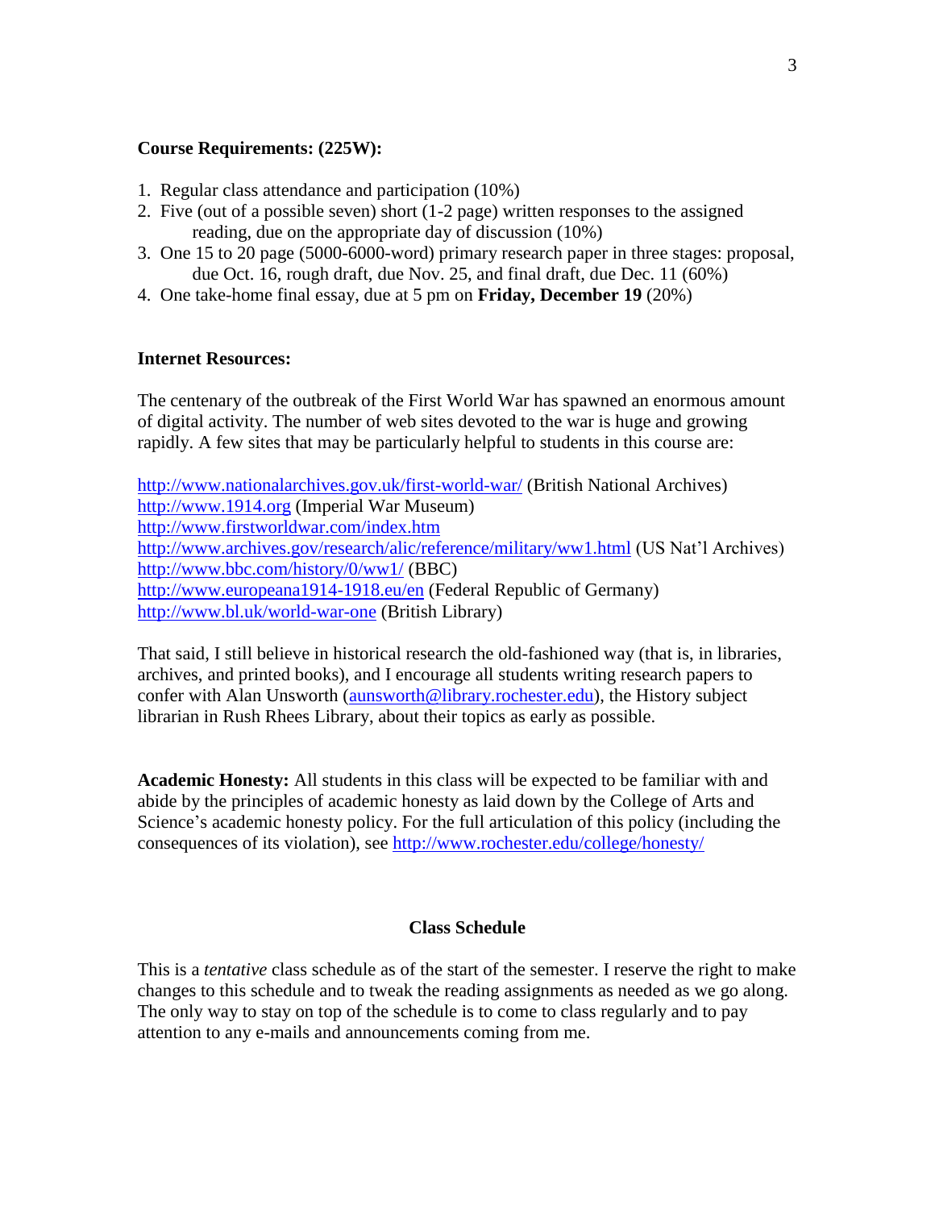**Course Requirements: (225W):**

1. Regular class attendance and participation (10%)
2. Five (out of a possible seven) short (1-2 page) written responses to the assigned reading, due on the appropriate day of discussion (10%)
3. One 15 to 20 page (5000-6000-word) primary research paper in three stages: proposal, due Oct. 16, rough draft, due Nov. 25, and final draft, due Dec. 11 (60%)
4. One take-home final essay, due at 5 pm on **Friday, December 19** (20%)

**Internet Resources:**

The centenary of the outbreak of the First World War has spawned an enormous amount of digital activity. The number of web sites devoted to the war is huge and growing rapidly. A few sites that may be particularly helpful to students in this course are:

http://www.nationalarchives.gov.uk/first-world-war/ (British National Archives)
http://www.1914.org (Imperial War Museum)
http://www.firstworldwar.com/index.htm
http://www.archives.gov/research/alic/reference/military/ww1.html (US Nat'l Archives)
http://www.bbc.com/history/0/ww1/ (BBC)
http://www.europeana1914-1918.eu/en (Federal Republic of Germany)
http://www.bl.uk/world-war-one (British Library)

That said, I still believe in historical research the old-fashioned way (that is, in libraries, archives, and printed books), and I encourage all students writing research papers to confer with Alan Unsworth (aunsworth@library.rochester.edu), the History subject librarian in Rush Rhees Library, about their topics as early as possible.

**Academic Honesty:** All students in this class will be expected to be familiar with and abide by the principles of academic honesty as laid down by the College of Arts and Science's academic honesty policy. For the full articulation of this policy (including the consequences of its violation), see http://www.rochester.edu/college/honesty/

## Class Schedule

This is a *tentative* class schedule as of the start of the semester. I reserve the right to make changes to this schedule and to tweak the reading assignments as needed as we go along. The only way to stay on top of the schedule is to come to class regularly and to pay attention to any e-mails and announcements coming from me.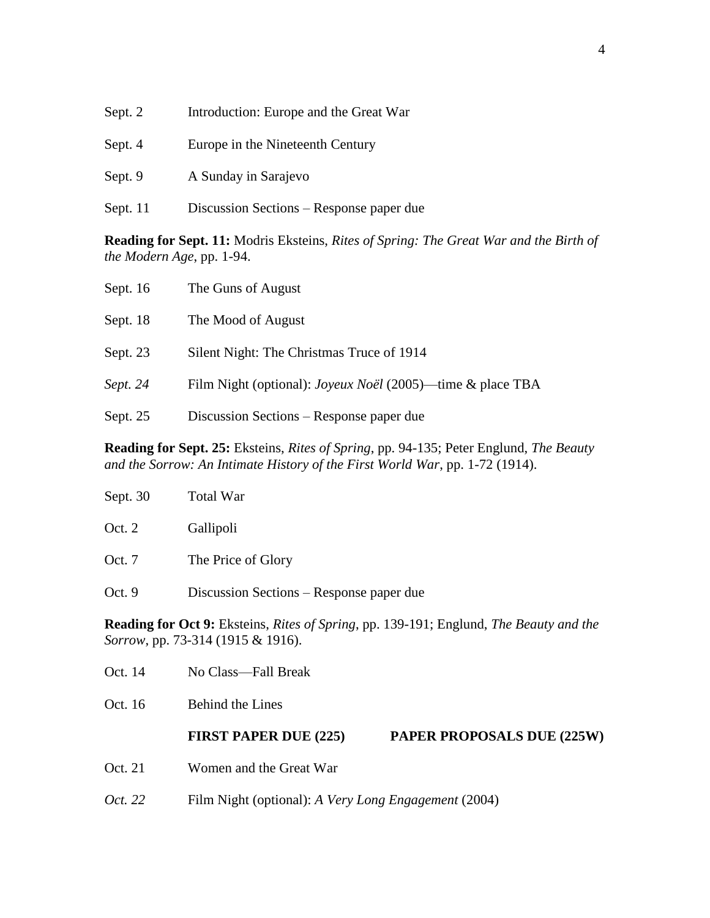Sept. 2 Introduction: Europe and the Great War

Sept. 4 Europe in the Nineteenth Century

Sept. 9 A Sunday in Sarajevo

Sept. 11 Discussion Sections – Response paper due

**Reading for Sept. 11:** Modris Eksteins, *Rites of Spring: The Great War and the Birth of the Modern Age*, pp. 1-94.

Sept. 16 The Guns of August

Sept. 18 The Mood of August

Sept. 23 Silent Night: The Christmas Truce of 1914

*Sept. 24* Film Night (optional): *Joyeux Noël* (2005)—time & place TBA

Sept. 25 Discussion Sections – Response paper due

**Reading for Sept. 25:** Eksteins, *Rites of Spring*, pp. 94-135; Peter Englund, *The Beauty and the Sorrow: An Intimate History of the First World War*, pp. 1-72 (1914).

Sept. 30 Total War

Oct. 2 Gallipoli

Oct. 7 The Price of Glory

Oct. 9 Discussion Sections – Response paper due

**Reading for Oct 9:** Eksteins, *Rites of Spring*, pp. 139-191; Englund, *The Beauty and the Sorrow*, pp. 73-314 (1915 & 1916).

Oct. 14 No Class—Fall Break

Oct. 16 Behind the Lines

**FIRST PAPER DUE (225)** **PAPER PROPOSALS DUE (225W)**

Oct. 21 Women and the Great War

*Oct. 22* Film Night (optional): *A Very Long Engagement* (2004)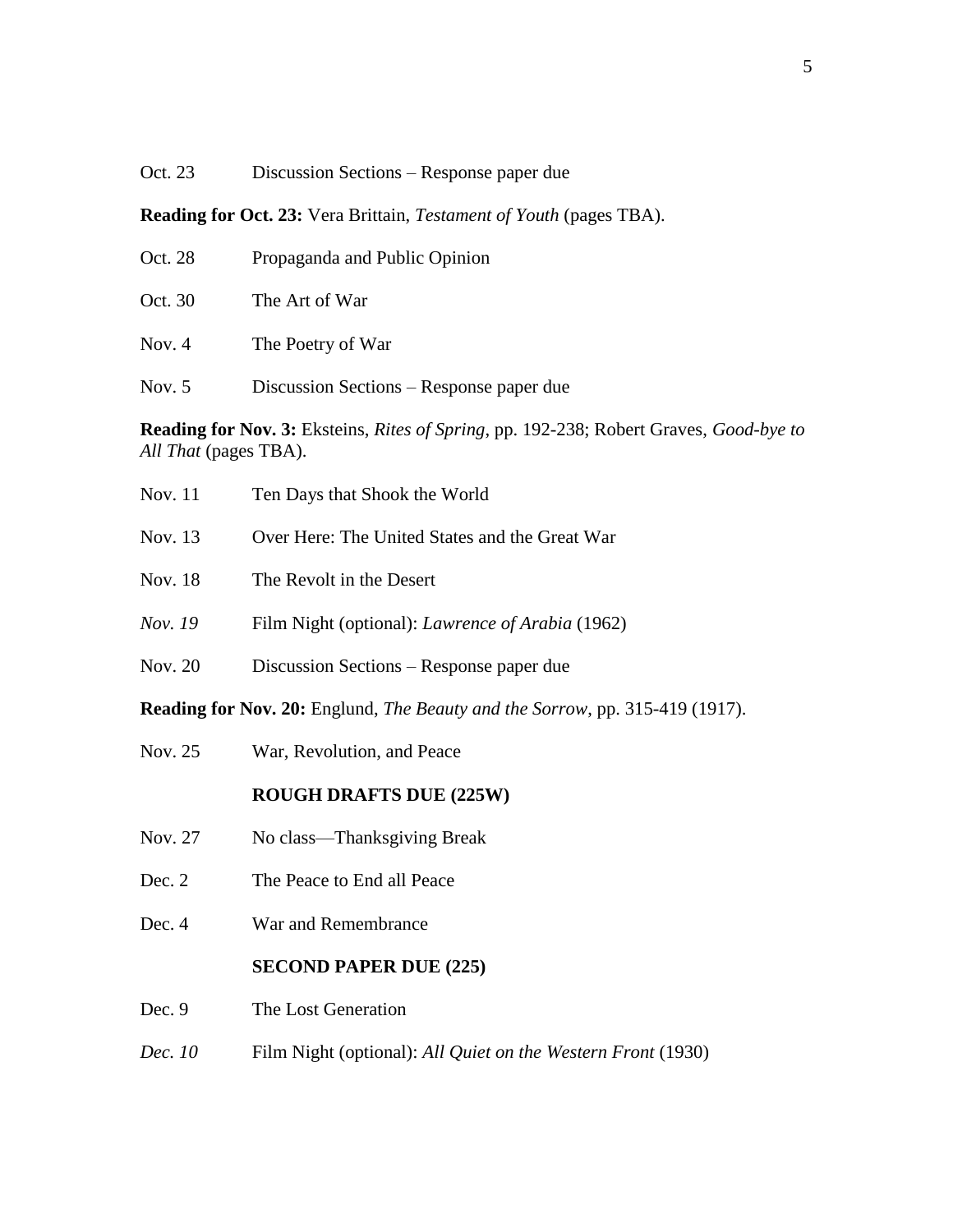Oct. 23 Discussion Sections – Response paper due

**Reading for Oct. 23:** Vera Brittain, *Testament of Youth* (pages TBA).

Oct. 28 Propaganda and Public Opinion

Oct. 30 The Art of War

Nov. 4 The Poetry of War

Nov. 5 Discussion Sections – Response paper due

**Reading for Nov. 3:** Eksteins, *Rites of Spring*, pp. 192-238; Robert Graves, *Good-bye to All That* (pages TBA).

Nov. 11 Ten Days that Shook the World

Nov. 13 Over Here: The United States and the Great War

Nov. 18 The Revolt in the Desert

*Nov. 19* Film Night (optional): *Lawrence of Arabia* (1962)

Nov. 20 Discussion Sections – Response paper due

**Reading for Nov. 20:** Englund, *The Beauty and the Sorrow*, pp. 315-419 (1917).

Nov. 25 War, Revolution, and Peace

**ROUGH DRAFTS DUE (225W)**

Nov. 27 No class—Thanksgiving Break

Dec. 2 The Peace to End all Peace

Dec. 4 War and Remembrance

**SECOND PAPER DUE (225)**

Dec. 9 The Lost Generation

*Dec. 10* Film Night (optional): *All Quiet on the Western Front* (1930)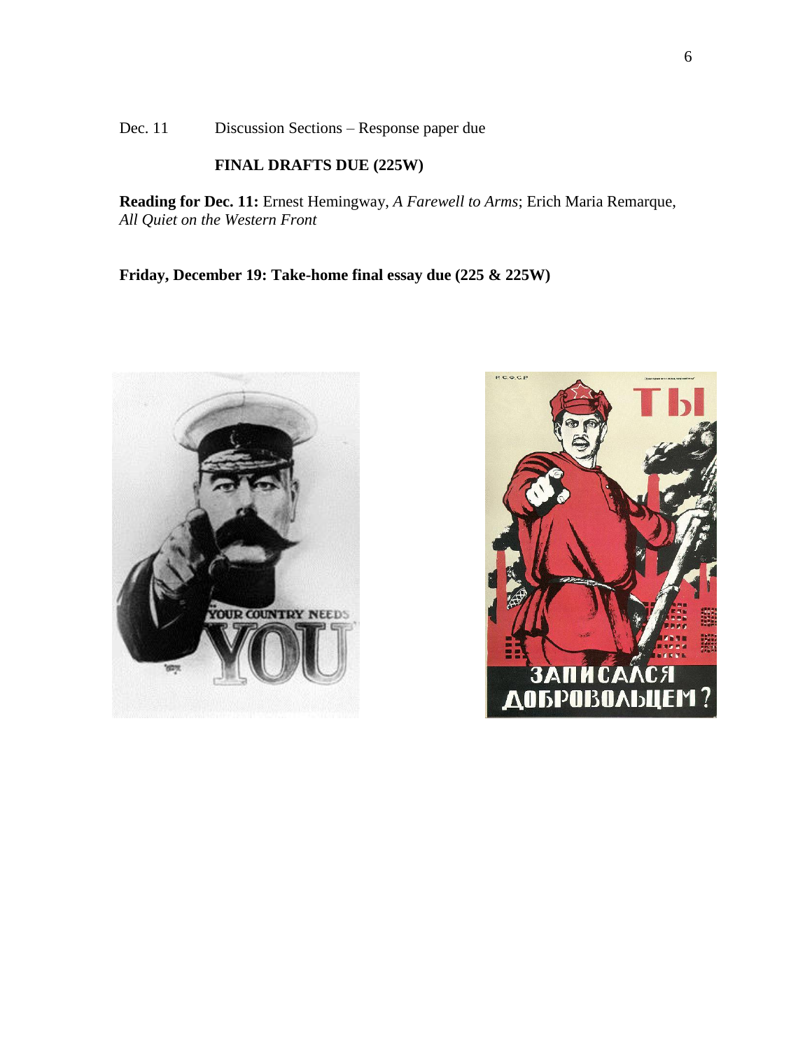Dec. 11 Discussion Sections – Response paper due

**FINAL DRAFTS DUE (225W)**

**Reading for Dec. 11:** Ernest Hemingway, *A Farewell to Arms*; Erich Maria Remarque, *All Quiet on the Western Front*

**Friday, December 19: Take-home final essay due (225 & 225W)**